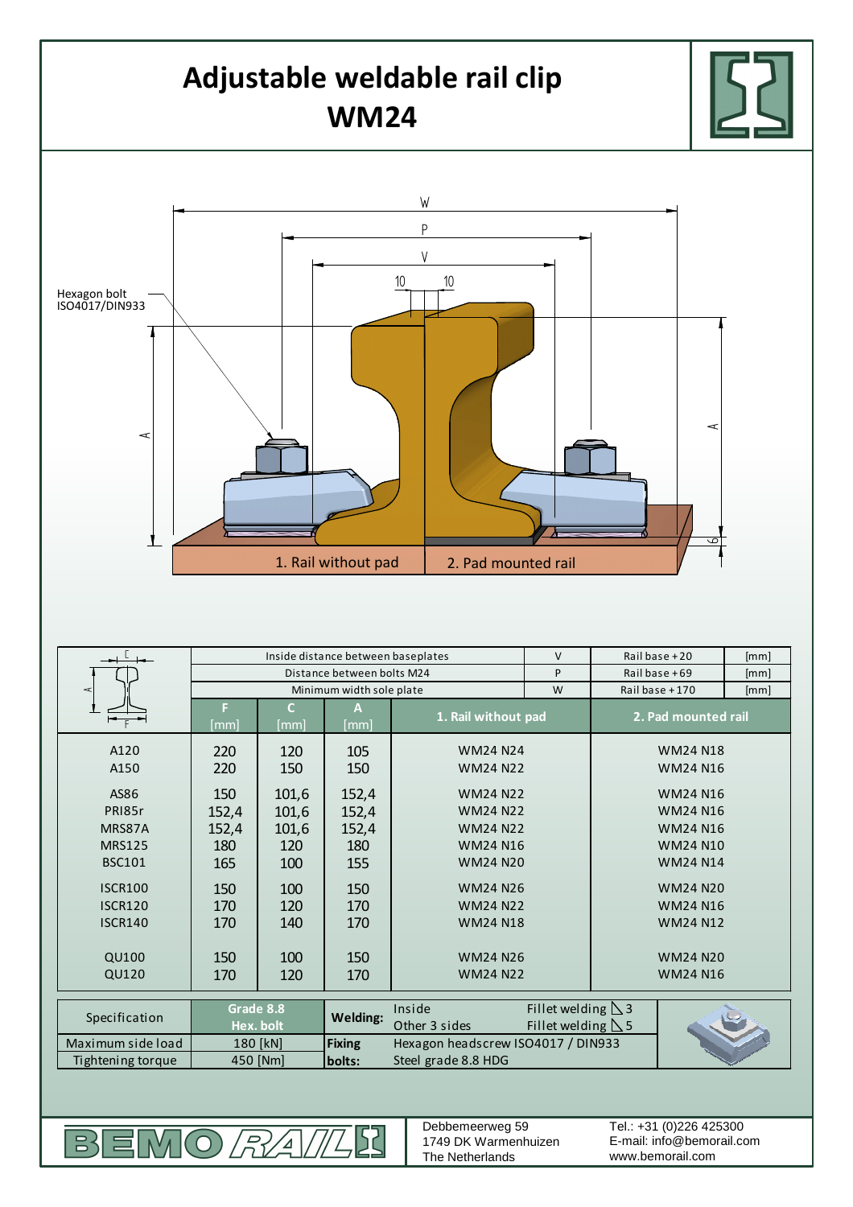# Adjustable weldable rail clip WM24

Hexagon bolt ISO4017/DIN933

1. Rail without pad
2. Pad mounted rail

| | Inside distance between baseplates | | | | V | Rail base + 20 | [mm] |
|---|---|---|---|---|---|---|---|
| | Distance between bolts M24 | | | | P | Rail base + 69 | [mm] |
| | Minimum width sole plate | | | | W | Rail base + 170 | [mm] |
| | F [mm] | C [mm] | A [mm] | 1. Rail without pad | | 2. Pad mounted rail | |
| A120 | 220 | 120 | 105 | WM24 N24 | | WM24 N18 | |
| A150 | 220 | 150 | 150 | WM24 N22 | | WM24 N16 | |
| AS86 | 150 | 101,6 | 152,4 | WM24 N22 | | WM24 N16 | |
| PRI85r | 152,4 | 101,6 | 152,4 | WM24 N22 | | WM24 N16 | |
| MRS87A | 152,4 | 101,6 | 152,4 | WM24 N22 | | WM24 N16 | |
| MRS125 | 180 | 120 | 180 | WM24 N16 | | WM24 N10 | |
| BSC101 | 165 | 100 | 155 | WM24 N20 | | WM24 N14 | |
| ISCR100 | 150 | 100 | 150 | WM24 N26 | | WM24 N20 | |
| ISCR120 | 170 | 120 | 170 | WM24 N22 | | WM24 N16 | |
| ISCR140 | 170 | 140 | 170 | WM24 N18 | | WM24 N12 | |
| QU100 | 150 | 100 | 150 | WM24 N26 | | WM24 N20 | |
| QU120 | 170 | 120 | 170 | WM24 N22 | | WM24 N16 | |

| Specification | Grade 8.8 Hex. bolt | Welding: | Inside: Fillet welding ◺ 3 / Other 3 sides: Fillet welding ◺ 5 |
|---|---|---|---|
| Maximum side load | 180 [kN] | Fixing bolts: | Hexagon headscrew ISO4017 / DIN933 |
| Tightening torque | 450 [Nm] | | Steel grade 8.8 HDG |

BEMO RAIL

Debbemeerweg 59
1749 DK Warmenhuizen
The Netherlands

Tel.: +31 (0)226 425300
E-mail: info@bemorail.com
www.bemorail.com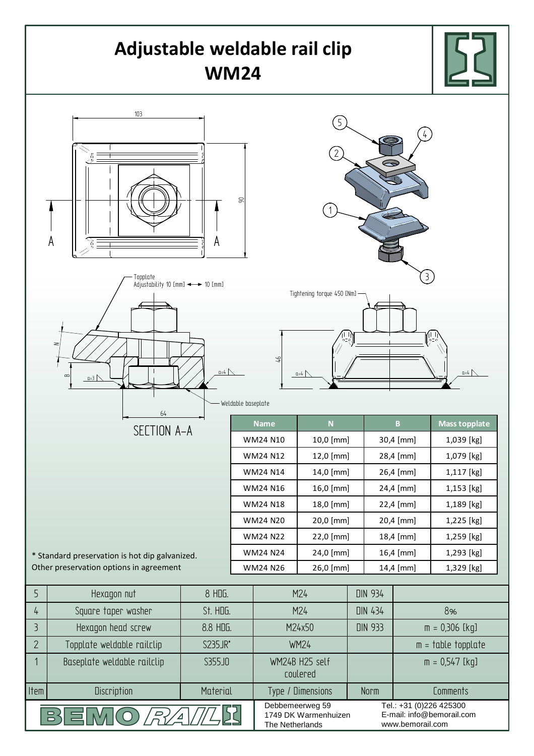# Adjustable weldable rail clip WM24

103

90

A

A

Topplate
Adjustability 10 [mm] ◄—► 10 [mm]

N

B

a=3

a=4

64

SECTION A–A

Weldable baseplate

Tightening torque 450 [Nm]

46

a=4

a=4

5

4

2

1

3

| Name | N | B | Mass topplate |
|---|---|---|---|
| WM24 N10 | 10,0 [mm] | 30,4 [mm] | 1,039 [kg] |
| WM24 N12 | 12,0 [mm] | 28,4 [mm] | 1,079 [kg] |
| WM24 N14 | 14,0 [mm] | 26,4 [mm] | 1,117 [kg] |
| WM24 N16 | 16,0 [mm] | 24,4 [mm] | 1,153 [kg] |
| WM24 N18 | 18,0 [mm] | 22,4 [mm] | 1,189 [kg] |
| WM24 N20 | 20,0 [mm] | 20,4 [mm] | 1,225 [kg] |
| WM24 N22 | 22,0 [mm] | 18,4 [mm] | 1,259 [kg] |
| WM24 N24 | 24,0 [mm] | 16,4 [mm] | 1,293 [kg] |
| WM24 N26 | 26,0 [mm] | 14,4 [mm] | 1,329 [kg] |

* Standard preservation is hot dip galvanized.
Other preservation options in agreement

| Item | Discription | Material | Type / Dimensions | Norm | Comments |
|---|---|---|---|---|---|
| 5 | Hexagon nut | 8 HDG. | M24 | DIN 934 | |
| 4 | Square taper washer | St. HDG. | M24 | DIN 434 | 8% |
| 3 | Hexagon head screw | 8.8 HDG. | M24x50 | DIN 933 | m = 0,306 [kg] |
| 2 | Topplate weldable railclip | S235JR* | WM24 | | m = table topplate |
| 1 | Baseplate weldable railclip | S355J0 | WM24B H25 self coulered | | m = 0,547 [kg] |

BEMO RAIL

Debbemeerweg 59
1749 DK Warmenhuizen
The Netherlands

Tel.: +31 (0)226 425300
E-mail: info@bemorail.com
www.bemorail.com